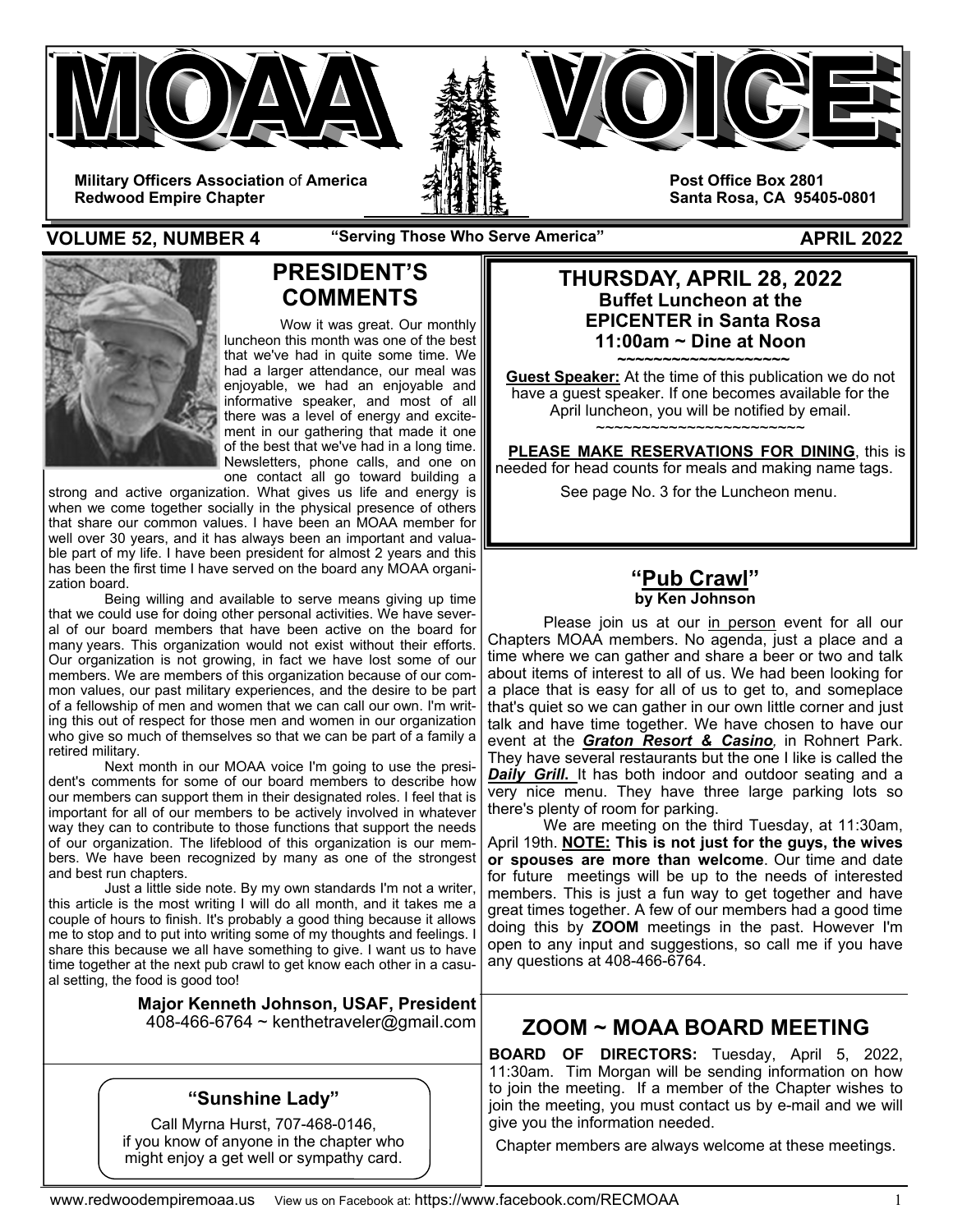# MOAA VOICE

**Military Officers Association of America**
**Redwood Empire Chapter**

**Post Office Box 2801**
**Santa Rosa, CA 95405-0801**

**VOLUME 52, NUMBER 4** — **"Serving Those Who Serve America"** — **APRIL 2022**

## PRESIDENT'S COMMENTS

Wow it was great. Our monthly luncheon this month was one of the best that we've had in quite some time. We had a larger attendance, our meal was enjoyable, we had an enjoyable and informative speaker, and most of all there was a level of energy and excitement in our gathering that made it one of the best that we've had in a long time. Newsletters, phone calls, and one on one contact all go toward building a strong and active organization. What gives us life and energy is when we come together socially in the physical presence of others that share our common values. I have been an MOAA member for well over 30 years, and it has always been an important and valuable part of my life. I have been president for almost 2 years and this has been the first time I have served on the board any MOAA organization board.

Being willing and available to serve means giving up time that we could use for doing other personal activities. We have several of our board members that have been active on the board for many years. This organization would not exist without their efforts. Our organization is not growing, in fact we have lost some of our members. We are members of this organization because of our common values, our past military experiences, and the desire to be part of a fellowship of men and women that we can call our own. I'm writing this out of respect for those men and women in our organization who give so much of themselves so that we can be part of a family a retired military.

Next month in our MOAA voice I'm going to use the president's comments for some of our board members to describe how our members can support them in their designated roles. I feel that is important for all of our members to be actively involved in whatever way they can to contribute to those functions that support the needs of our organization. The lifeblood of this organization is our members. We have been recognized by many as one of the strongest and best run chapters.

Just a little side note. By my own standards I'm not a writer, this article is the most writing I will do all month, and it takes me a couple of hours to finish. It's probably a good thing because it allows me to stop and to put into writing some of my thoughts and feelings. I share this because we all have something to give. I want us to have time together at the next pub crawl to get know each other in a casual setting, the food is good too!

**Major Kenneth Johnson, USAF, President**
408-466-6764 ~ kenthetraveler@gmail.com

### "Sunshine Lady"

Call Myrna Hurst, 707-468-0146,
if you know of anyone in the chapter who might enjoy a get well or sympathy card.

## THURSDAY, APRIL 28, 2022
**Buffet Luncheon at the EPICENTER in Santa Rosa**
**11:00am ~ Dine at Noon**

~~~~~~~~~~~~~~~~~~~~

**Guest Speaker:** At the time of this publication we do not have a guest speaker. If one becomes available for the April luncheon, you will be notified by email.

~~~~~~~~~~~~~~~~~~~~~~~~

**PLEASE MAKE RESERVATIONS FOR DINING**, this is needed for head counts for meals and making name tags.

See page No. 3 for the Luncheon menu.

## "Pub Crawl"
**by Ken Johnson**

Please join us at our in person event for all our Chapters MOAA members. No agenda, just a place and a time where we can gather and share a beer or two and talk about items of interest to all of us. We had been looking for a place that is easy for all of us to get to, and someplace that's quiet so we can gather in our own little corner and just talk and have time together. We have chosen to have our event at the ***Graton Resort & Casino***, in Rohnert Park. They have several restaurants but the one I like is called the ***Daily Grill.*** It has both indoor and outdoor seating and a very nice menu. They have three large parking lots so there's plenty of room for parking.

We are meeting on the third Tuesday, at 11:30am, April 19th. **NOTE: This is not just for the guys, the wives or spouses are more than welcome**. Our time and date for future meetings will be up to the needs of interested members. This is just a fun way to get together and have great times together. A few of our members had a good time doing this by **ZOOM** meetings in the past. However I'm open to any input and suggestions, so call me if you have any questions at 408-466-6764.

## ZOOM ~ MOAA BOARD MEETING

**BOARD OF DIRECTORS:** Tuesday, April 5, 2022, 11:30am. Tim Morgan will be sending information on how to join the meeting. If a member of the Chapter wishes to join the meeting, you must contact us by e-mail and we will give you the information needed.

Chapter members are always welcome at these meetings.

www.redwoodempiremoaa.us View us on Facebook at: https://www.facebook.com/RECMOAA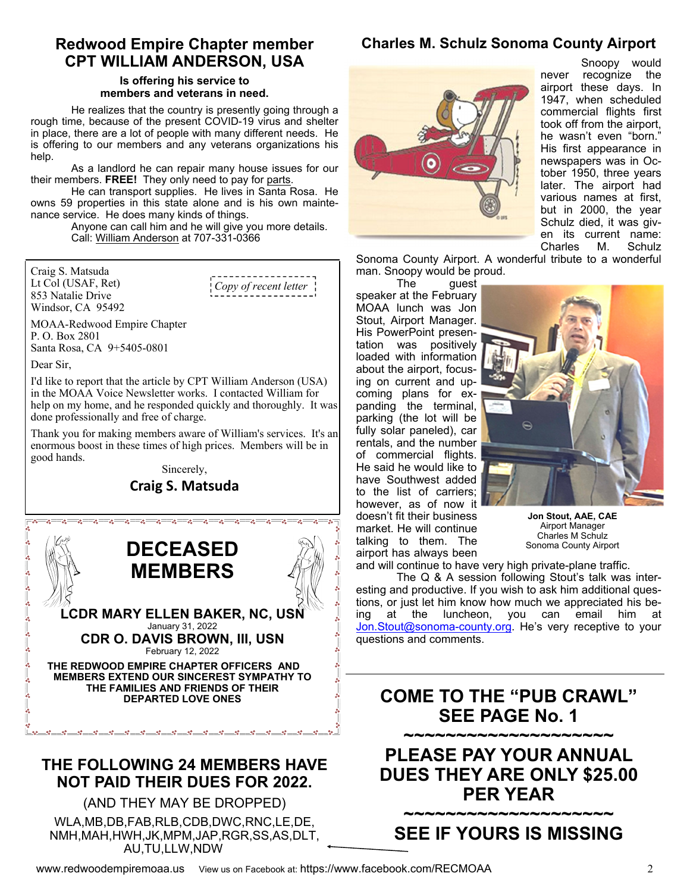## Redwood Empire Chapter member CPT WILLIAM ANDERSON, USA

**Is offering his service to members and veterans in need.**

He realizes that the country is presently going through a rough time, because of the present COVID-19 virus and shelter in place, there are a lot of people with many different needs. He is offering to our members and any veterans organizations his help.

As a landlord he can repair many house issues for our their members. **FREE!** They only need to pay for parts.

He can transport supplies. He lives in Santa Rosa. He owns 59 properties in this state alone and is his own maintenance service. He does many kinds of things.

Anyone can call him and he will give you more details. Call: William Anderson at 707-331-0366

---

*Copy of recent letter*

Craig S. Matsuda
Lt Col (USAF, Ret)
853 Natalie Drive
Windsor, CA 95492

MOAA-Redwood Empire Chapter
P. O. Box 2801
Santa Rosa, CA 9+5405-0801

Dear Sir,

I'd like to report that the article by CPT William Anderson (USA) in the MOAA Voice Newsletter works. I contacted William for help on my home, and he responded quickly and thoroughly. It was done professionally and free of charge.

Thank you for making members aware of William's services. It's an enormous boost in these times of high prices. Members will be in good hands.

Sincerely,

**Craig S. Matsuda**

---

## DECEASED MEMBERS

**LCDR MARY ELLEN BAKER, NC, USN**
January 31, 2022

**CDR O. DAVIS BROWN, III, USN**
February 12, 2022

**THE REDWOOD EMPIRE CHAPTER OFFICERS AND MEMBERS EXTEND OUR SINCEREST SYMPATHY TO THE FAMILIES AND FRIENDS OF THEIR DEPARTED LOVE ONES**

---

## THE FOLLOWING 24 MEMBERS HAVE NOT PAID THEIR DUES FOR 2022.

(AND THEY MAY BE DROPPED)

WLA,MB,DB,FAB,RLB,CDB,DWC,RNC,LE,DE, NMH,MAH,HWH,JK,MPM,JAP,RGR,SS,AS,DLT, AU,TU,LLW,NDW

---

## Charles M. Schulz Sonoma County Airport

Snoopy would never recognize the airport these days. In 1947, when scheduled commercial flights first took off from the airport, he wasn't even "born." His first appearance in newspapers was in October 1950, three years later. The airport had various names at first, but in 2000, the year Schulz died, it was given its current name: Charles M. Schulz Sonoma County Airport. A wonderful tribute to a wonderful man. Snoopy would be proud.

The guest speaker at the February MOAA lunch was Jon Stout, Airport Manager. His PowerPoint presentation was positively loaded with information about the airport, focusing on current and upcoming plans for expanding the terminal, parking (the lot will be fully solar paneled), car rentals, and the number of commercial flights. He said he would like to have Southwest added to the list of carriers; however, as of now it doesn't fit their business market. He will continue talking to them. The airport has always been and will continue to have very high private-plane traffic.

**Jon Stout, AAE, CAE**
Airport Manager
Charles M Schulz
Sonoma County Airport

The Q & A session following Stout's talk was interesting and productive. If you wish to ask him additional questions, or just let him know how much we appreciated his being at the luncheon, you can email him at Jon.Stout@sonoma-county.org. He's very receptive to your questions and comments.

---

## COME TO THE "PUB CRAWL" SEE PAGE No. 1

~~~~~~~~~~~~~~~~~~~~

## PLEASE PAY YOUR ANNUAL DUES THEY ARE ONLY $25.00 PER YEAR

~~~~~~~~~~~~~~~~~~~~

## SEE IF YOURS IS MISSING

www.redwoodempiremoaa.us View us on Facebook at: https://www.facebook.com/RECMOAA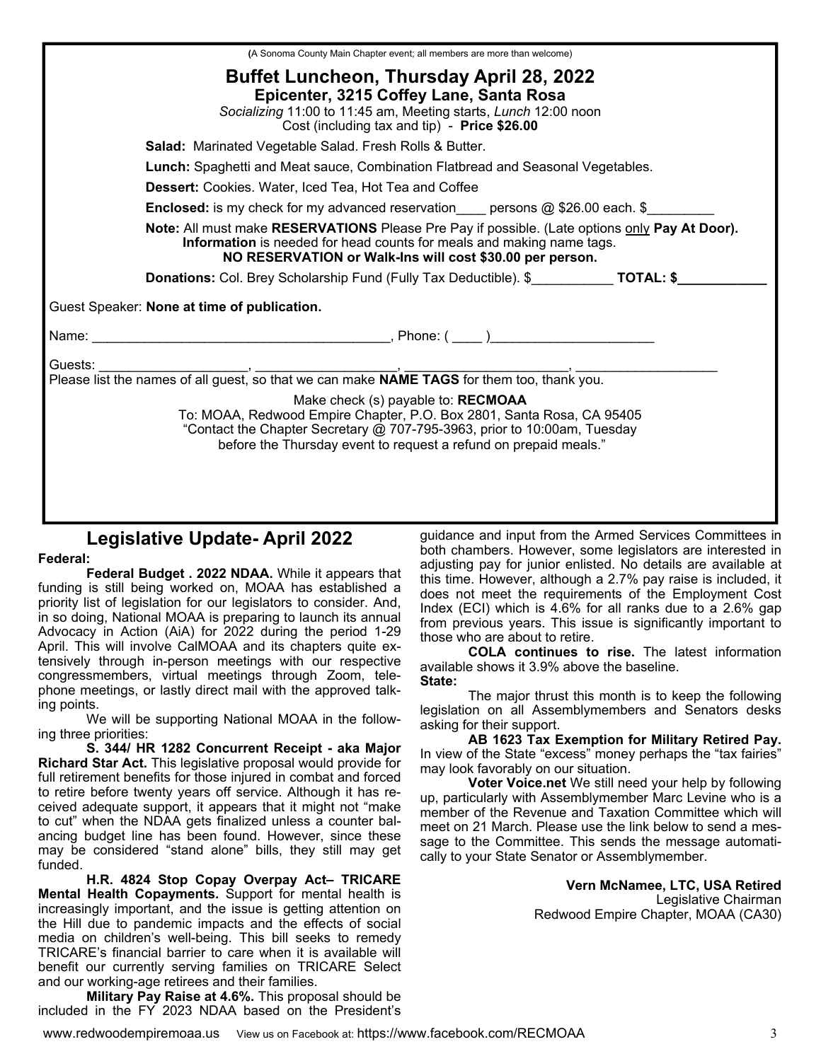(A Sonoma County Main Chapter event; all members are more than welcome)

## Buffet Luncheon, Thursday April 28, 2022

### Epicenter, 3215 Coffey Lane, Santa Rosa

*Socializing* 11:00 to 11:45 am, Meeting starts, *Lunch* 12:00 noon
Cost (including tax and tip) - **Price $26.00**

**Salad:** Marinated Vegetable Salad. Fresh Rolls & Butter.

**Lunch:** Spaghetti and Meat sauce, Combination Flatbread and Seasonal Vegetables.

**Dessert:** Cookies. Water, Iced Tea, Hot Tea and Coffee

**Enclosed:** is my check for my advanced reservation____ persons @ $26.00 each. $_________

**Note:** All must make **RESERVATIONS** Please Pre Pay if possible. (Late options only **Pay At Door).** **Information** is needed for head counts for meals and making name tags.
**NO RESERVATION or Walk-Ins will cost $30.00 per person.**

**Donations:** Col. Brey Scholarship Fund (Fully Tax Deductible). $___________ **TOTAL: $____________**

Guest Speaker: **None at time of publication.**

Name: ________________________________________, Phone: ( ____ )______________________

Guests: ____________________, ___________________, ______________________, ___________________
Please list the names of all guest, so that we can make **NAME TAGS** for them too, thank you.

Make check (s) payable to: **RECMOAA**
To: MOAA, Redwood Empire Chapter, P.O. Box 2801, Santa Rosa, CA 95405
"Contact the Chapter Secretary @ 707-795-3963, prior to 10:00am, Tuesday before the Thursday event to request a refund on prepaid meals."

## Legislative Update- April 2022

**Federal:**

**Federal Budget . 2022 NDAA.** While it appears that funding is still being worked on, MOAA has established a priority list of legislation for our legislators to consider. And, in so doing, National MOAA is preparing to launch its annual Advocacy in Action (AiA) for 2022 during the period 1-29 April. This will involve CalMOAA and its chapters quite extensively through in-person meetings with our respective congressmembers, virtual meetings through Zoom, telephone meetings, or lastly direct mail with the approved talking points.

We will be supporting National MOAA in the following three priorities:

**S. 344/ HR 1282 Concurrent Receipt - aka Major Richard Star Act.** This legislative proposal would provide for full retirement benefits for those injured in combat and forced to retire before twenty years off service. Although it has received adequate support, it appears that it might not "make to cut" when the NDAA gets finalized unless a counter balancing budget line has been found. However, since these may be considered "stand alone" bills, they still may get funded.

**H.R. 4824 Stop Copay Overpay Act– TRICARE Mental Health Copayments.** Support for mental health is increasingly important, and the issue is getting attention on the Hill due to pandemic impacts and the effects of social media on children's well-being. This bill seeks to remedy TRICARE's financial barrier to care when it is available will benefit our currently serving families on TRICARE Select and our working-age retirees and their families.

**Military Pay Raise at 4.6%.** This proposal should be included in the FY 2023 NDAA based on the President's guidance and input from the Armed Services Committees in both chambers. However, some legislators are interested in adjusting pay for junior enlisted. No details are available at this time. However, although a 2.7% pay raise is included, it does not meet the requirements of the Employment Cost Index (ECI) which is 4.6% for all ranks due to a 2.6% gap from previous years. This issue is significantly important to those who are about to retire.

**COLA continues to rise.** The latest information available shows it 3.9% above the baseline.

**State:**

The major thrust this month is to keep the following legislation on all Assemblymembers and Senators desks asking for their support.

**AB 1623 Tax Exemption for Military Retired Pay.** In view of the State "excess" money perhaps the "tax fairies" may look favorably on our situation.

**Voter Voice.net** We still need your help by following up, particularly with Assemblymember Marc Levine who is a member of the Revenue and Taxation Committee which will meet on 21 March. Please use the link below to send a message to the Committee. This sends the message automatically to your State Senator or Assemblymember.

**Vern McNamee, LTC, USA Retired**
Legislative Chairman
Redwood Empire Chapter, MOAA (CA30)

www.redwoodempiremoaa.us View us on Facebook at: https://www.facebook.com/RECMOAA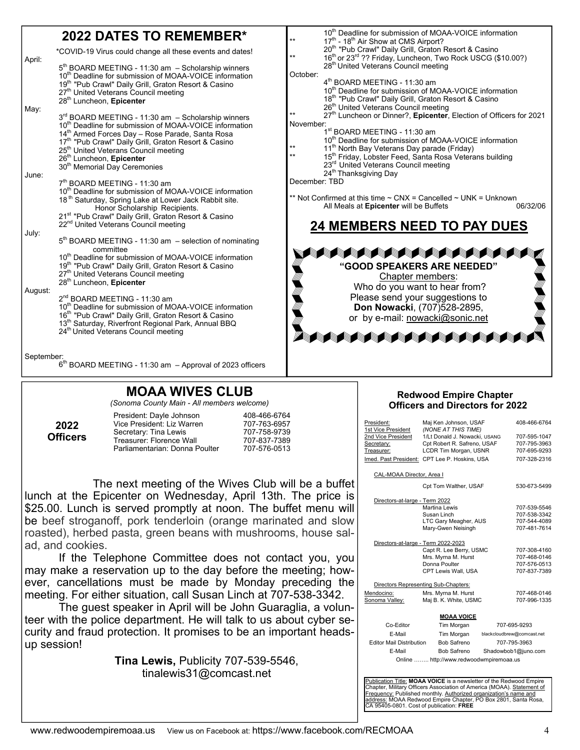## 2022 DATES TO REMEMBER*

*COVID-19 Virus could change all these events and dates!

April:

- 5th BOARD MEETING - 11:30 am – Scholarship winners
- 10th Deadline for submission of MOAA-VOICE information
- 19th "Pub Crawl" Daily Grill, Graton Resort & Casino
- 27th United Veterans Council meeting
- 28th Luncheon, **Epicenter**

May:

- 3rd BOARD MEETING - 11:30 am – Scholarship winners
- 10th Deadline for submission of MOAA-VOICE information
- 14th Armed Forces Day – Rose Parade, Santa Rosa
- 17th "Pub Crawl" Daily Grill, Graton Resort & Casino
- 25th United Veterans Council meeting
- 26th Luncheon, **Epicenter**
- 30th Memorial Day Ceremonies

June:

- 7th BOARD MEETING - 11:30 am
- 10th Deadline for submission of MOAA-VOICE information
- 18th Saturday, Spring Lake at Lower Jack Rabbit site. Honor Scholarship Recipients.
- 21st "Pub Crawl" Daily Grill, Graton Resort & Casino
- 22nd United Veterans Council meeting

July:

- 5th BOARD MEETING - 11:30 am – selection of nominating committee
- 10th Deadline for submission of MOAA-VOICE information
- 19th "Pub Crawl" Daily Grill, Graton Resort & Casino
- 27th United Veterans Council meeting
- 28th Luncheon, **Epicenter**

August:

- 2nd BOARD MEETING - 11:30 am
- 10th Deadline for submission of MOAA-VOICE information
- 16th "Pub Crawl" Daily Grill, Graton Resort & Casino
- 13th Saturday, Riverfront Regional Park, Annual BBQ
- 24th United Veterans Council meeting

September:

- 6th BOARD MEETING - 11:30 am – Approval of 2023 officers
- 10th Deadline for submission of MOAA-VOICE information
- ** 17th - 18th Air Show at CMS Airport?
- 20th "Pub Crawl" Daily Grill, Graton Resort & Casino
- ** 16th or 23rd ?? Friday, Luncheon, Two Rock USCG ($10.00?)
- 28th United Veterans Council meeting

October:

- 4th BOARD MEETING - 11:30 am
- 10th Deadline for submission of MOAA-VOICE information
- 18th "Pub Crawl" Daily Grill, Graton Resort & Casino
- 26th United Veterans Council meeting
- ** 27th Luncheon or Dinner?, **Epicenter**, Election of Officers for 2021

November:

- 1st BOARD MEETING - 11:30 am
- 10th Deadline for submission of MOAA-VOICE information
- ** 11th North Bay Veterans Day parade (Friday)
- ** 15th Friday, Lobster Feed, Santa Rosa Veterans building
- 23rd United Veterans Council meeting
- 24th Thanksgiving Day

December: TBD

** Not Confirmed at this time ~ CNX = Cancelled ~ UNK = Unknown
All Meals at **Epicenter** will be Buffets 06/32/06

## 24 MEMBERS NEED TO PAY DUES

**"GOOD SPEAKERS ARE NEEDED"**

Chapter members:
Who do you want to hear from?
Please send your suggestions to
**Don Nowacki**, (707)528-2895,
or by e-mail: nowacki@sonic.net

## MOAA WIVES CLUB

*(Sonoma County Main - All members welcome)*

**2022 Officers**

| | |
|---|---|
| President: Dayle Johnson | 408-466-6764 |
| Vice President: Liz Warren | 707-763-6957 |
| Secretary: Tina Lewis | 707-758-9739 |
| Treasurer: Florence Wall | 707-837-7389 |
| Parliamentarian: Donna Poulter | 707-576-0513 |

The next meeting of the Wives Club will be a buffet lunch at the Epicenter on Wednesday, April 13th. The price is $25.00. Lunch is served promptly at noon. The buffet menu will be beef stroganoff, pork tenderloin (orange marinated and slow roasted), herbed pasta, green beans with mushrooms, house salad, and cookies.

If the Telephone Committee does not contact you, you may make a reservation up to the day before the meeting; however, cancellations must be made by Monday preceding the meeting. For either situation, call Susan Linch at 707-538-3342.

The guest speaker in April will be John Guaraglia, a volunteer with the police department. He will talk to us about cyber security and fraud protection. It promises to be an important heads-up session!

**Tina Lewis,** Publicity 707-539-5546,
tinalewis31@comcast.net

### Redwood Empire Chapter Officers and Directors for 2022

| | | |
|---|---|---|
| President: | Maj Ken Johnson, USAF | 408-466-6764 |
| 1st Vice President | *(NONE AT THIS TIME)* | |
| 2nd Vice President | 1/Lt Donald J. Nowacki, USANG | 707-595-1047 |
| Secretary: | Cpt Robert R. Safreno, USAF | 707-795-3963 |
| Treasurer: | LCDR Tim Morgan, USNR | 707-695-9293 |
| Imed. Past President: | CPT Lee P. Hoskins, USA | 707-328-2316 |

CAL-MOAA Director, Area I

| | |
|---|---|
| Cpt Tom Walther, USAF | 530-673-5499 |

Directors-at-large - Term 2022

| | |
|---|---|
| Martina Lewis | 707-539-5546 |
| Susan Linch | 707-538-3342 |
| LTC Gary Meagher, AUS | 707-544-4089 |
| Mary-Gwen Neisingh | 707-481-7614 |

Directors-at-large - Term 2022-2023

| | |
|---|---|
| Capt R. Lee Berry, USMC | 707-308-4160 |
| Mrs. Myrna M. Hurst | 707-468-0146 |
| Donna Poulter | 707-576-0513 |
| CPT Lewis Wall, USA | 707-837-7389 |

Directors Representing Sub-Chapters:

| | | |
|---|---|---|
| Mendocino: | Mrs. Myrna M. Hurst | 707-468-0146 |
| Sonoma Valley: | Maj B. K. White, USMC | 707-996-1335 |

**MOAA VOICE**

| | | |
|---|---|---|
| Co-Editor | Tim Morgan | 707-695-9293 |
| E-Mail | Tim Morgan | blackcloudbrew@comcast.net |
| Editor Mail Distribution | Bob Safreno | 707-795-3963 |
| E-Mail | Bob Safreno | Shadowbob1@juno.com |

Online …….. http://www.redwoodmpiremoaa.us

Publication Title: **MOAA VOICE** is a newsletter of the Redwood Empire Chapter, Military Officers Association of America (MOAA). Statement of Frequency: Published monthly. Authorized organization's name and address: MOAA Redwood Empire Chapter, PO Box 2801, Santa Rosa, CA 95405-0801. Cost of publication: **FREE**

www.redwoodempiremoaa.us View us on Facebook at: https://www.facebook.com/RECMOAA